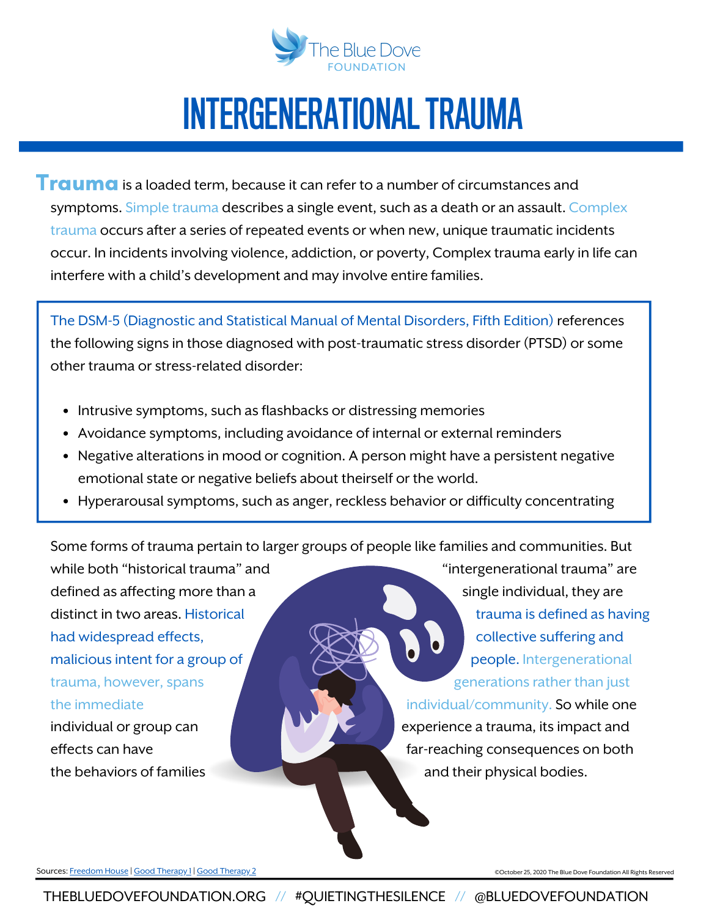The Blue Dove Foundation

# INTERGENERATIONAL TRAUMA

**Trauma** is a loaded term, because it can refer to a number of circumstances and symptoms. Simple trauma describes a single event, such as a death or an assault. Complex trauma occurs after a series of repeated events or when new, unique traumatic incidents occur. In incidents involving violence, addiction, or poverty, Complex trauma early in life can interfere with a child's development and may involve entire families.

The DSM-5 (Diagnostic and Statistical Manual of Mental Disorders, Fifth Edition) references the following signs in those diagnosed with post-traumatic stress disorder (PTSD) or some other trauma or stress-related disorder:

- Intrusive symptoms, such as flashbacks or distressing memories
- Avoidance symptoms, including avoidance of internal or external reminders
- Negative alterations in mood or cognition. A person might have a persistent negative emotional state or negative beliefs about theirself or the world.
- Hyperarousal symptoms, such as anger, reckless behavior or difficulty concentrating

Some forms of trauma pertain to larger groups of people like families and communities. But while both "historical trauma" and "intergenerational trauma" are defined as affecting more than a single individual, they are distinct in two areas. Historical trauma is defined as having had widespread effects, collective suffering and malicious intent for a group of people. Intergenerational trauma, however, spans generations rather than just the immediate individual/community. So while one individual or group can experience a trauma, its impact and effects can have far-reaching consequences on both the behaviors of families and their physical bodies.

Sources: Freedom House | Good Therapy 1 | Good Therapy 2

©October 25, 2020 The Blue Dove Foundation All Rights Reserved

THEBLUEDOVEFOUNDATION.ORG // #QUIETINGTHESILENCE // @BLUEDOVEFOUNDATION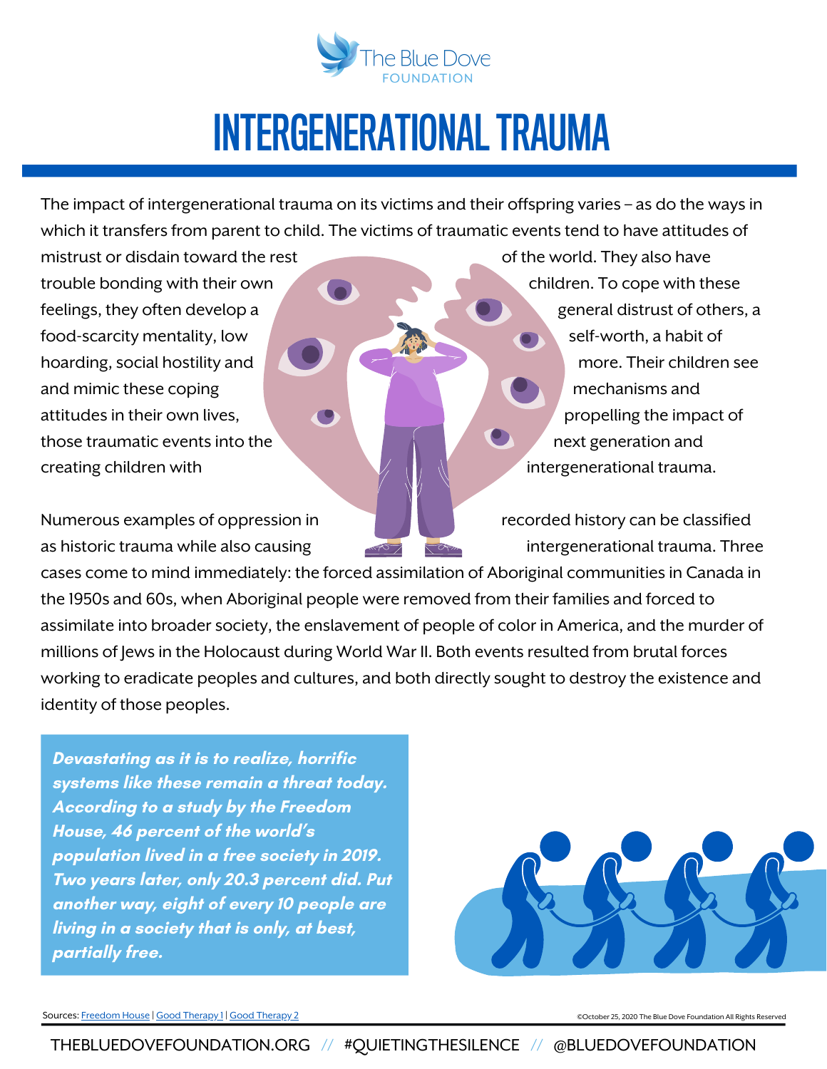# INTERGENERATIONAL TRAUMA

The impact of intergenerational trauma on its victims and their offspring varies – as do the ways in which it transfers from parent to child. The victims of traumatic events tend to have attitudes of mistrust or disdain toward the rest of the world. They also have trouble bonding with their own children. To cope with these feelings, they often develop a general distrust of others, a food-scarcity mentality, low self-worth, a habit of hoarding, social hostility and more. Their children see and mimic these coping mechanisms and attitudes in their own lives, propelling the impact of those traumatic events into the next generation and creating children with intergenerational trauma.

Numerous examples of oppression in recorded history can be classified as historic trauma while also causing intergenerational trauma. Three cases come to mind immediately: the forced assimilation of Aboriginal communities in Canada in the 1950s and 60s, when Aboriginal people were removed from their families and forced to assimilate into broader society, the enslavement of people of color in America, and the murder of millions of Jews in the Holocaust during World War II. Both events resulted from brutal forces working to eradicate peoples and cultures, and both directly sought to destroy the existence and identity of those peoples.

***Devastating as it is to realize, horrific systems like these remain a threat today. According to a study by the Freedom House, 46 percent of the world's population lived in a free society in 2019. Two years later, only 20.3 percent did. Put another way, eight of every 10 people are living in a society that is only, at best, partially free.***

Sources: Freedom House | Good Therapy 1 | Good Therapy 2

©October 25, 2020 The Blue Dove Foundation All Rights Reserved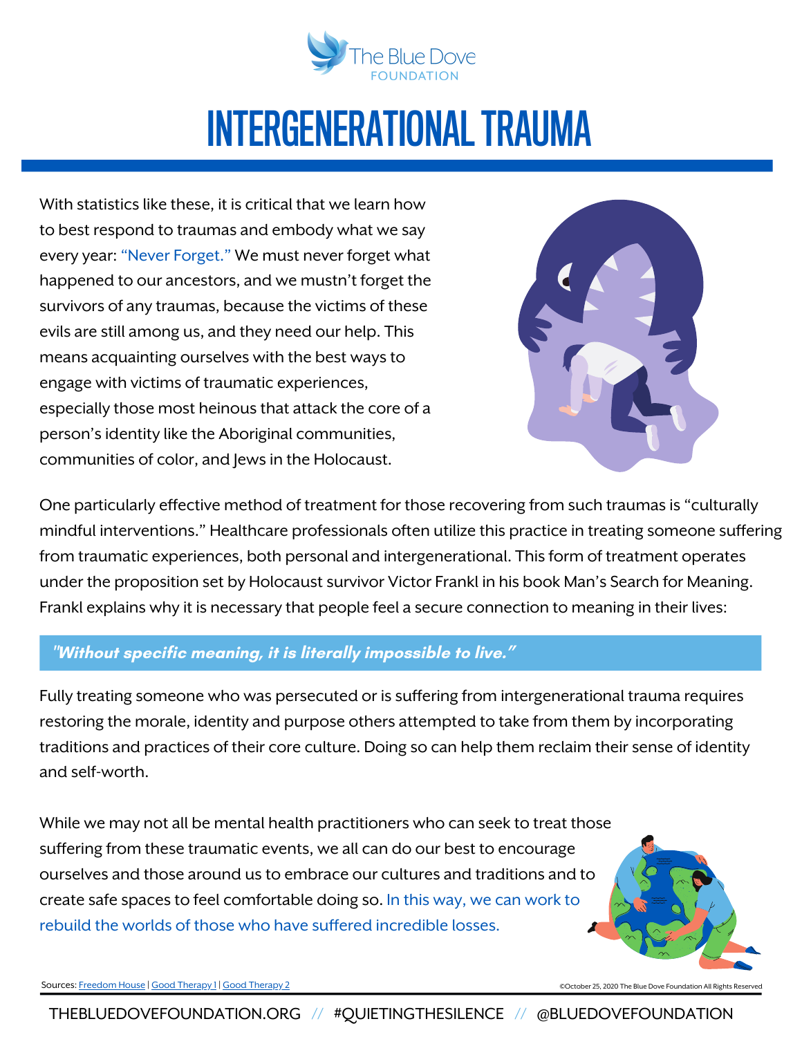The Blue Dove Foundation

# INTERGENERATIONAL TRAUMA

With statistics like these, it is critical that we learn how to best respond to traumas and embody what we say every year: "Never Forget." We must never forget what happened to our ancestors, and we mustn't forget the survivors of any traumas, because the victims of these evils are still among us, and they need our help. This means acquainting ourselves with the best ways to engage with victims of traumatic experiences, especially those most heinous that attack the core of a person's identity like the Aboriginal communities, communities of color, and Jews in the Holocaust.

One particularly effective method of treatment for those recovering from such traumas is "culturally mindful interventions." Healthcare professionals often utilize this practice in treating someone suffering from traumatic experiences, both personal and intergenerational. This form of treatment operates under the proposition set by Holocaust survivor Victor Frankl in his book Man's Search for Meaning. Frankl explains why it is necessary that people feel a secure connection to meaning in their lives:

> ***"Without specific meaning, it is literally impossible to live."***

Fully treating someone who was persecuted or is suffering from intergenerational trauma requires restoring the morale, identity and purpose others attempted to take from them by incorporating traditions and practices of their core culture. Doing so can help them reclaim their sense of identity and self-worth.

While we may not all be mental health practitioners who can seek to treat those suffering from these traumatic events, we all can do our best to encourage ourselves and those around us to embrace our cultures and traditions and to create safe spaces to feel comfortable doing so. In this way, we can work to rebuild the worlds of those who have suffered incredible losses.

Sources: Freedom House | Good Therapy 1 | Good Therapy 2

©October 25, 2020 The Blue Dove Foundation All Rights Reserved

THEBLUEDOVEFOUNDATION.ORG // #QUIETINGTHESILENCE // @BLUEDOVEFOUNDATION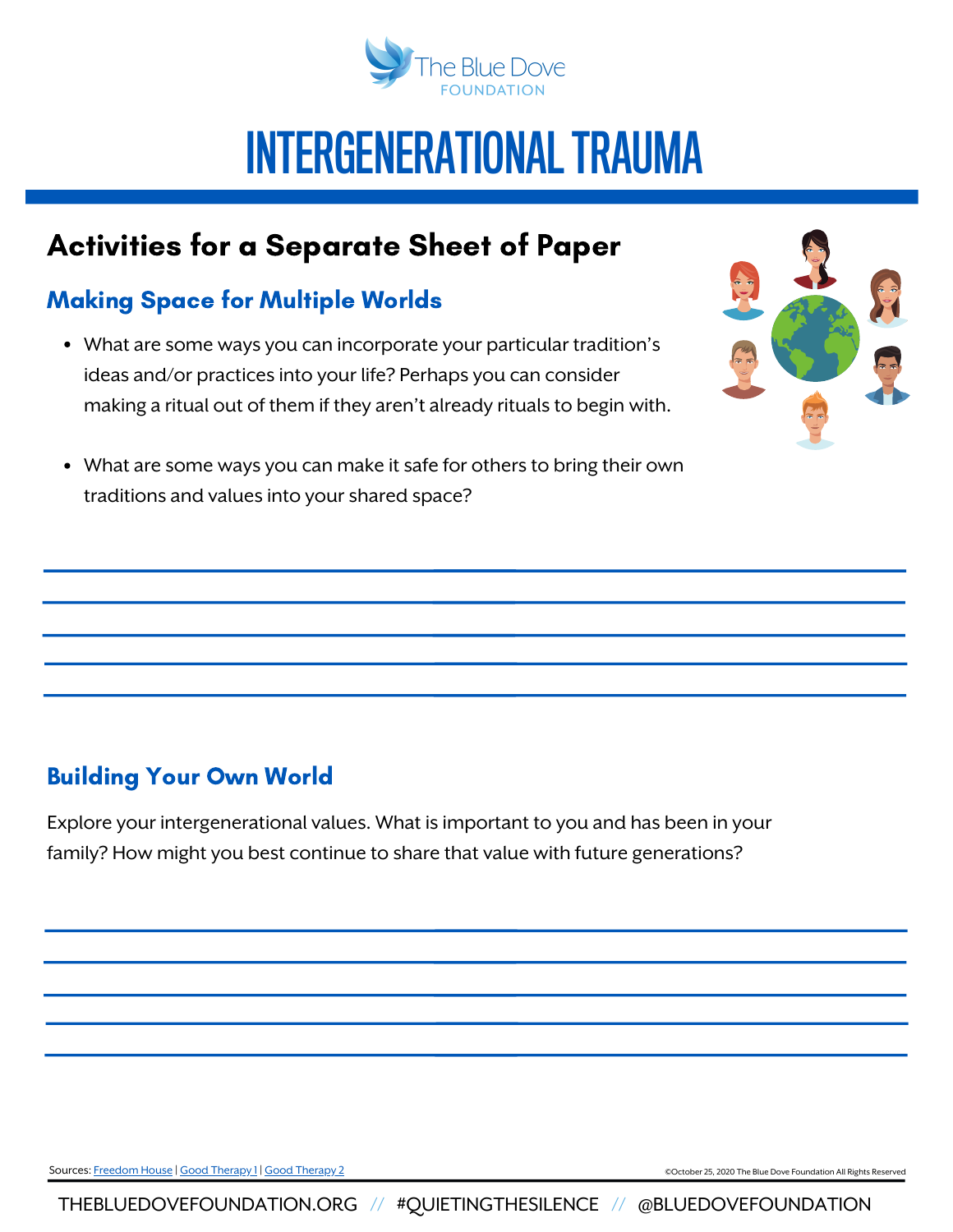The Blue Dove FOUNDATION

# INTERGENERATIONAL TRAUMA

## Activities for a Separate Sheet of Paper

### Making Space for Multiple Worlds

- What are some ways you can incorporate your particular tradition's ideas and/or practices into your life? Perhaps you can consider making a ritual out of them if they aren't already rituals to begin with.
- What are some ways you can make it safe for others to bring their own traditions and values into your shared space?

### Building Your Own World

Explore your intergenerational values. What is important to you and has been in your family? How might you best continue to share that value with future generations?

Sources: Freedom House | Good Therapy 1 | Good Therapy 2

©October 25, 2020 The Blue Dove Foundation All Rights Reserved

THEBLUEDOVEFOUNDATION.ORG // #QUIETINGTHESILENCE // @BLUEDOVEFOUNDATION